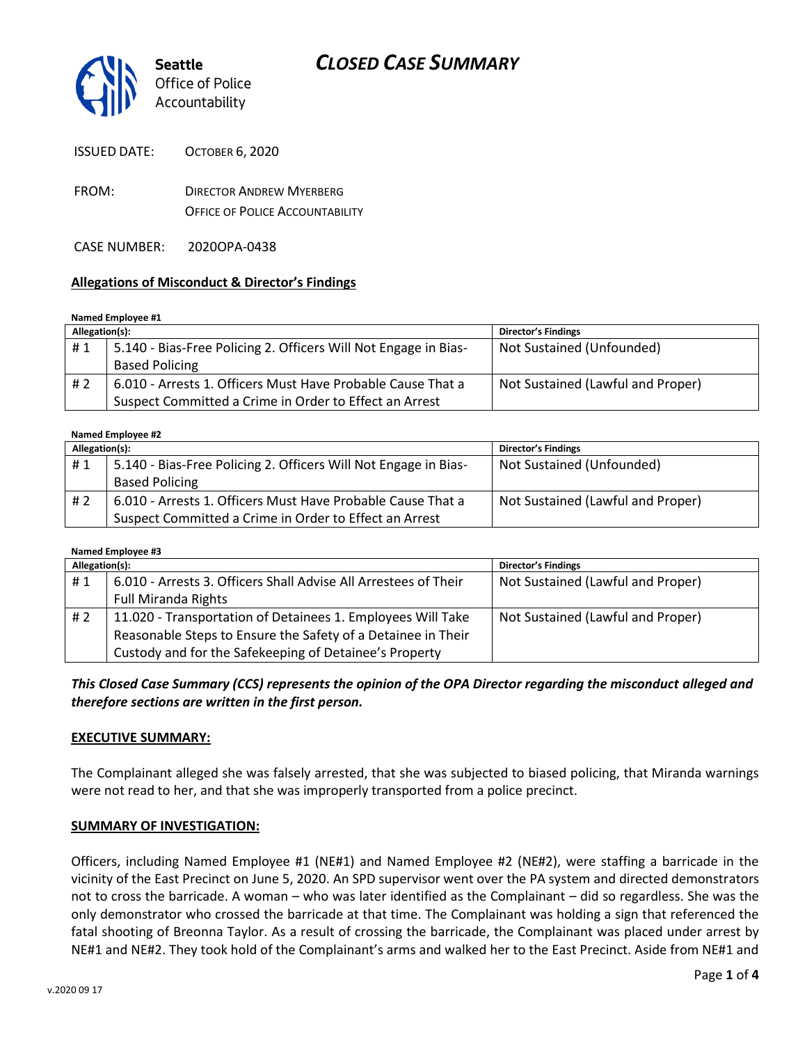# CLOSED CASE SUMMARY

**Seattle** Office of Police Accountability

ISSUED DATE: OCTOBER 6, 2020

FROM: DIRECTOR ANDREW MYERBERG
OFFICE OF POLICE ACCOUNTABILITY

CASE NUMBER: 2020OPA-0438

**Allegations of Misconduct & Director's Findings**

**Named Employee #1**

| Allegation(s): | | Director's Findings |
|---|---|---|
| # 1 | 5.140 - Bias-Free Policing 2. Officers Will Not Engage in Bias-Based Policing | Not Sustained (Unfounded) |
| # 2 | 6.010 - Arrests 1. Officers Must Have Probable Cause That a Suspect Committed a Crime in Order to Effect an Arrest | Not Sustained (Lawful and Proper) |

**Named Employee #2**

| Allegation(s): | | Director's Findings |
|---|---|---|
| # 1 | 5.140 - Bias-Free Policing 2. Officers Will Not Engage in Bias-Based Policing | Not Sustained (Unfounded) |
| # 2 | 6.010 - Arrests 1. Officers Must Have Probable Cause That a Suspect Committed a Crime in Order to Effect an Arrest | Not Sustained (Lawful and Proper) |

**Named Employee #3**

| Allegation(s): | | Director's Findings |
|---|---|---|
| # 1 | 6.010 - Arrests 3. Officers Shall Advise All Arrestees of Their Full Miranda Rights | Not Sustained (Lawful and Proper) |
| # 2 | 11.020 - Transportation of Detainees 1. Employees Will Take Reasonable Steps to Ensure the Safety of a Detainee in Their Custody and for the Safekeeping of Detainee's Property | Not Sustained (Lawful and Proper) |

***This Closed Case Summary (CCS) represents the opinion of the OPA Director regarding the misconduct alleged and therefore sections are written in the first person.***

**EXECUTIVE SUMMARY:**

The Complainant alleged she was falsely arrested, that she was subjected to biased policing, that Miranda warnings were not read to her, and that she was improperly transported from a police precinct.

**SUMMARY OF INVESTIGATION:**

Officers, including Named Employee #1 (NE#1) and Named Employee #2 (NE#2), were staffing a barricade in the vicinity of the East Precinct on June 5, 2020. An SPD supervisor went over the PA system and directed demonstrators not to cross the barricade. A woman – who was later identified as the Complainant – did so regardless. She was the only demonstrator who crossed the barricade at that time. The Complainant was holding a sign that referenced the fatal shooting of Breonna Taylor. As a result of crossing the barricade, the Complainant was placed under arrest by NE#1 and NE#2. They took hold of the Complainant's arms and walked her to the East Precinct. Aside from NE#1 and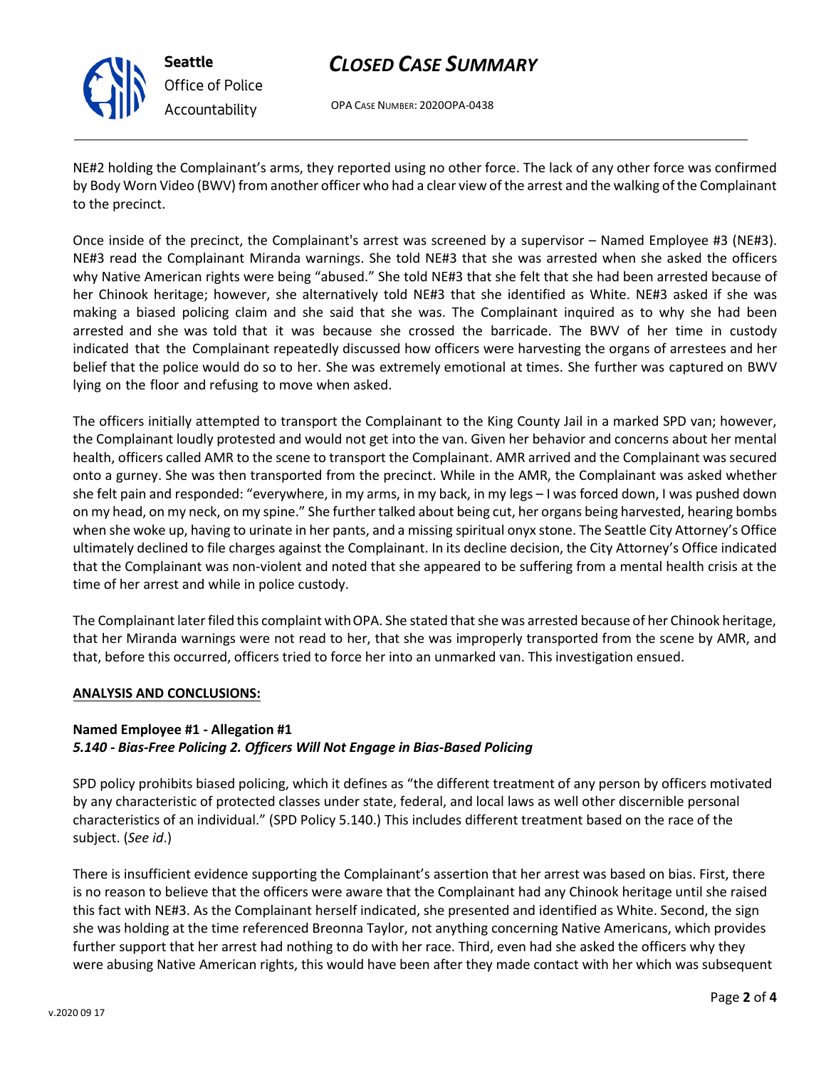NE#2 holding the Complainant's arms, they reported using no other force. The lack of any other force was confirmed by Body Worn Video (BWV) from another officer who had a clear view of the arrest and the walking of the Complainant to the precinct.

Once inside of the precinct, the Complainant's arrest was screened by a supervisor – Named Employee #3 (NE#3). NE#3 read the Complainant Miranda warnings. She told NE#3 that she was arrested when she asked the officers why Native American rights were being "abused." She told NE#3 that she felt that she had been arrested because of her Chinook heritage; however, she alternatively told NE#3 that she identified as White. NE#3 asked if she was making a biased policing claim and she said that she was. The Complainant inquired as to why she had been arrested and she was told that it was because she crossed the barricade. The BWV of her time in custody indicated that the Complainant repeatedly discussed how officers were harvesting the organs of arrestees and her belief that the police would do so to her. She was extremely emotional at times. She further was captured on BWV lying on the floor and refusing to move when asked.

The officers initially attempted to transport the Complainant to the King County Jail in a marked SPD van; however, the Complainant loudly protested and would not get into the van. Given her behavior and concerns about her mental health, officers called AMR to the scene to transport the Complainant. AMR arrived and the Complainant was secured onto a gurney. She was then transported from the precinct. While in the AMR, the Complainant was asked whether she felt pain and responded: "everywhere, in my arms, in my back, in my legs – I was forced down, I was pushed down on my head, on my neck, on my spine." She further talked about being cut, her organs being harvested, hearing bombs when she woke up, having to urinate in her pants, and a missing spiritual onyx stone. The Seattle City Attorney's Office ultimately declined to file charges against the Complainant. In its decline decision, the City Attorney's Office indicated that the Complainant was non-violent and noted that she appeared to be suffering from a mental health crisis at the time of her arrest and while in police custody.

The Complainant later filed this complaint with OPA. She stated that she was arrested because of her Chinook heritage, that her Miranda warnings were not read to her, that she was improperly transported from the scene by AMR, and that, before this occurred, officers tried to force her into an unmarked van. This investigation ensued.

**ANALYSIS AND CONCLUSIONS:**

**Named Employee #1 - Allegation #1**
***5.140 - Bias-Free Policing 2. Officers Will Not Engage in Bias-Based Policing***

SPD policy prohibits biased policing, which it defines as "the different treatment of any person by officers motivated by any characteristic of protected classes under state, federal, and local laws as well other discernible personal characteristics of an individual." (SPD Policy 5.140.) This includes different treatment based on the race of the subject. (*See id*.)

There is insufficient evidence supporting the Complainant's assertion that her arrest was based on bias. First, there is no reason to believe that the officers were aware that the Complainant had any Chinook heritage until she raised this fact with NE#3. As the Complainant herself indicated, she presented and identified as White. Second, the sign she was holding at the time referenced Breonna Taylor, not anything concerning Native Americans, which provides further support that her arrest had nothing to do with her race. Third, even had she asked the officers why they were abusing Native American rights, this would have been after they made contact with her which was subsequent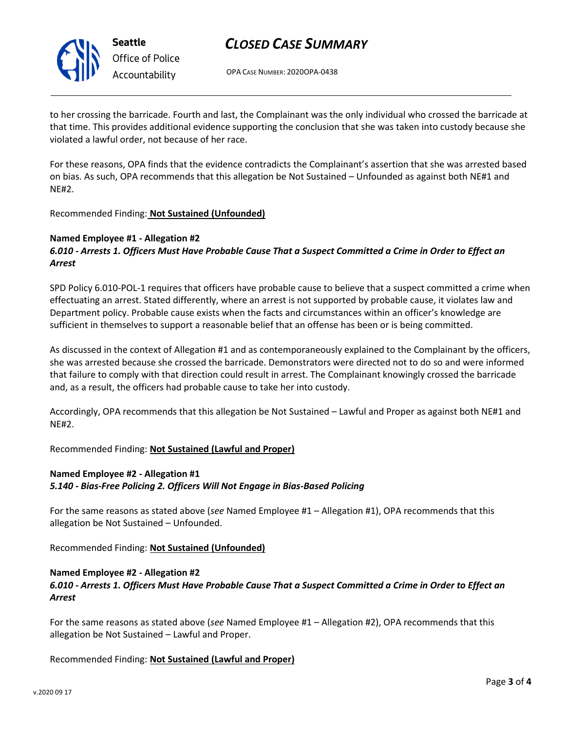to her crossing the barricade. Fourth and last, the Complainant was the only individual who crossed the barricade at that time. This provides additional evidence supporting the conclusion that she was taken into custody because she violated a lawful order, not because of her race.

For these reasons, OPA finds that the evidence contradicts the Complainant's assertion that she was arrested based on bias. As such, OPA recommends that this allegation be Not Sustained – Unfounded as against both NE#1 and NE#2.

Recommended Finding: **Not Sustained (Unfounded)**

**Named Employee #1 - Allegation #2**
***6.010 - Arrests 1. Officers Must Have Probable Cause That a Suspect Committed a Crime in Order to Effect an Arrest***

SPD Policy 6.010-POL-1 requires that officers have probable cause to believe that a suspect committed a crime when effectuating an arrest. Stated differently, where an arrest is not supported by probable cause, it violates law and Department policy. Probable cause exists when the facts and circumstances within an officer's knowledge are sufficient in themselves to support a reasonable belief that an offense has been or is being committed.

As discussed in the context of Allegation #1 and as contemporaneously explained to the Complainant by the officers, she was arrested because she crossed the barricade. Demonstrators were directed not to do so and were informed that failure to comply with that direction could result in arrest. The Complainant knowingly crossed the barricade and, as a result, the officers had probable cause to take her into custody.

Accordingly, OPA recommends that this allegation be Not Sustained – Lawful and Proper as against both NE#1 and NE#2.

Recommended Finding: **Not Sustained (Lawful and Proper)**

**Named Employee #2 - Allegation #1**
***5.140 - Bias-Free Policing 2. Officers Will Not Engage in Bias-Based Policing***

For the same reasons as stated above (*see* Named Employee #1 – Allegation #1), OPA recommends that this allegation be Not Sustained – Unfounded.

Recommended Finding: **Not Sustained (Unfounded)**

**Named Employee #2 - Allegation #2**
***6.010 - Arrests 1. Officers Must Have Probable Cause That a Suspect Committed a Crime in Order to Effect an Arrest***

For the same reasons as stated above (*see* Named Employee #1 – Allegation #2), OPA recommends that this allegation be Not Sustained – Lawful and Proper.

Recommended Finding: **Not Sustained (Lawful and Proper)**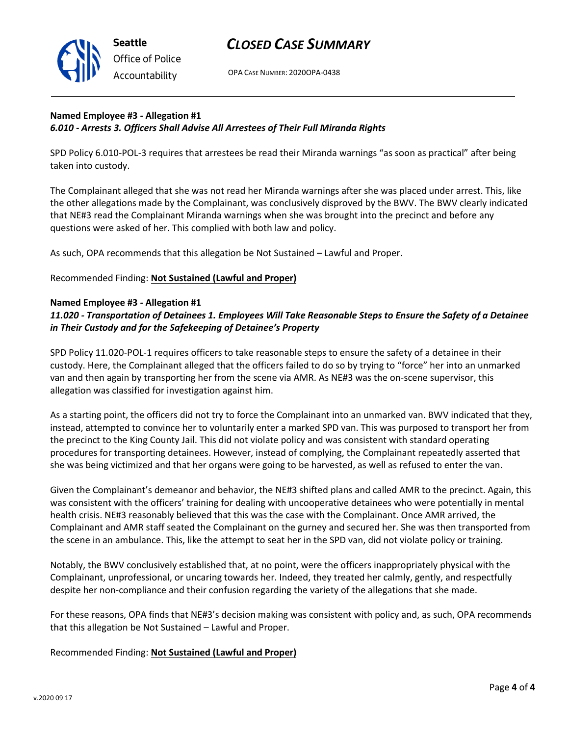**Named Employee #3 - Allegation #1**
***6.010 - Arrests 3. Officers Shall Advise All Arrestees of Their Full Miranda Rights***

SPD Policy 6.010-POL-3 requires that arrestees be read their Miranda warnings "as soon as practical" after being taken into custody.

The Complainant alleged that she was not read her Miranda warnings after she was placed under arrest. This, like the other allegations made by the Complainant, was conclusively disproved by the BWV. The BWV clearly indicated that NE#3 read the Complainant Miranda warnings when she was brought into the precinct and before any questions were asked of her. This complied with both law and policy.

As such, OPA recommends that this allegation be Not Sustained – Lawful and Proper.

Recommended Finding: **Not Sustained (Lawful and Proper)**

**Named Employee #3 - Allegation #1**
***11.020 - Transportation of Detainees 1. Employees Will Take Reasonable Steps to Ensure the Safety of a Detainee in Their Custody and for the Safekeeping of Detainee's Property***

SPD Policy 11.020-POL-1 requires officers to take reasonable steps to ensure the safety of a detainee in their custody. Here, the Complainant alleged that the officers failed to do so by trying to "force" her into an unmarked van and then again by transporting her from the scene via AMR. As NE#3 was the on-scene supervisor, this allegation was classified for investigation against him.

As a starting point, the officers did not try to force the Complainant into an unmarked van. BWV indicated that they, instead, attempted to convince her to voluntarily enter a marked SPD van. This was purposed to transport her from the precinct to the King County Jail. This did not violate policy and was consistent with standard operating procedures for transporting detainees. However, instead of complying, the Complainant repeatedly asserted that she was being victimized and that her organs were going to be harvested, as well as refused to enter the van.

Given the Complainant's demeanor and behavior, the NE#3 shifted plans and called AMR to the precinct. Again, this was consistent with the officers' training for dealing with uncooperative detainees who were potentially in mental health crisis. NE#3 reasonably believed that this was the case with the Complainant. Once AMR arrived, the Complainant and AMR staff seated the Complainant on the gurney and secured her. She was then transported from the scene in an ambulance. This, like the attempt to seat her in the SPD van, did not violate policy or training.

Notably, the BWV conclusively established that, at no point, were the officers inappropriately physical with the Complainant, unprofessional, or uncaring towards her. Indeed, they treated her calmly, gently, and respectfully despite her non-compliance and their confusion regarding the variety of the allegations that she made.

For these reasons, OPA finds that NE#3's decision making was consistent with policy and, as such, OPA recommends that this allegation be Not Sustained – Lawful and Proper.

Recommended Finding: **Not Sustained (Lawful and Proper)**